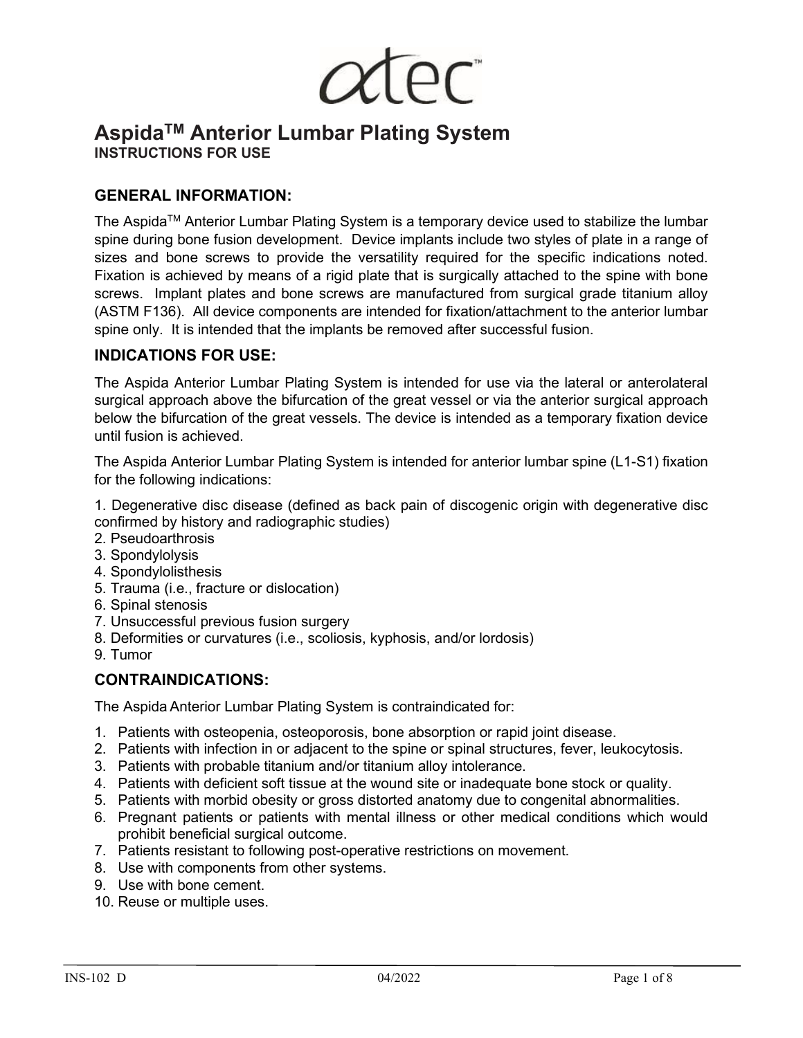atec™

# Aspida™ Anterior Lumbar Plating System

**INSTRUCTIONS FOR USE**

## GENERAL INFORMATION:

The Aspida™ Anterior Lumbar Plating System is a temporary device used to stabilize the lumbar spine during bone fusion development. Device implants include two styles of plate in a range of sizes and bone screws to provide the versatility required for the specific indications noted. Fixation is achieved by means of a rigid plate that is surgically attached to the spine with bone screws. Implant plates and bone screws are manufactured from surgical grade titanium alloy (ASTM F136). All device components are intended for fixation/attachment to the anterior lumbar spine only. It is intended that the implants be removed after successful fusion.

## INDICATIONS FOR USE:

The Aspida Anterior Lumbar Plating System is intended for use via the lateral or anterolateral surgical approach above the bifurcation of the great vessel or via the anterior surgical approach below the bifurcation of the great vessels. The device is intended as a temporary fixation device until fusion is achieved.

The Aspida Anterior Lumbar Plating System is intended for anterior lumbar spine (L1-S1) fixation for the following indications:

1. Degenerative disc disease (defined as back pain of discogenic origin with degenerative disc confirmed by history and radiographic studies)
2. Pseudoarthrosis
3. Spondylolysis
4. Spondylolisthesis
5. Trauma (i.e., fracture or dislocation)
6. Spinal stenosis
7. Unsuccessful previous fusion surgery
8. Deformities or curvatures (i.e., scoliosis, kyphosis, and/or lordosis)
9. Tumor

## CONTRAINDICATIONS:

The Aspida Anterior Lumbar Plating System is contraindicated for:

1. Patients with osteopenia, osteoporosis, bone absorption or rapid joint disease.
2. Patients with infection in or adjacent to the spine or spinal structures, fever, leukocytosis.
3. Patients with probable titanium and/or titanium alloy intolerance.
4. Patients with deficient soft tissue at the wound site or inadequate bone stock or quality.
5. Patients with morbid obesity or gross distorted anatomy due to congenital abnormalities.
6. Pregnant patients or patients with mental illness or other medical conditions which would prohibit beneficial surgical outcome.
7. Patients resistant to following post-operative restrictions on movement.
8. Use with components from other systems.
9. Use with bone cement.
10. Reuse or multiple uses.

INS-102 D 04/2022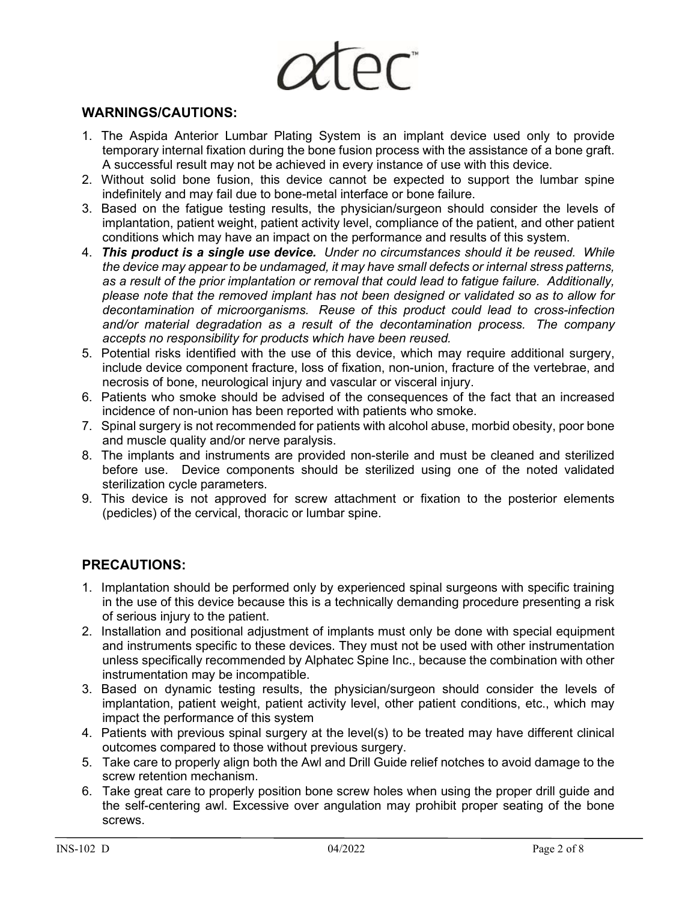## WARNINGS/CAUTIONS:

1. The Aspida Anterior Lumbar Plating System is an implant device used only to provide temporary internal fixation during the bone fusion process with the assistance of a bone graft. A successful result may not be achieved in every instance of use with this device.
2. Without solid bone fusion, this device cannot be expected to support the lumbar spine indefinitely and may fail due to bone-metal interface or bone failure.
3. Based on the fatigue testing results, the physician/surgeon should consider the levels of implantation, patient weight, patient activity level, compliance of the patient, and other patient conditions which may have an impact on the performance and results of this system.
4. ***This product is a single use device.*** *Under no circumstances should it be reused. While the device may appear to be undamaged, it may have small defects or internal stress patterns, as a result of the prior implantation or removal that could lead to fatigue failure. Additionally, please note that the removed implant has not been designed or validated so as to allow for decontamination of microorganisms. Reuse of this product could lead to cross-infection and/or material degradation as a result of the decontamination process. The company accepts no responsibility for products which have been reused.*
5. Potential risks identified with the use of this device, which may require additional surgery, include device component fracture, loss of fixation, non-union, fracture of the vertebrae, and necrosis of bone, neurological injury and vascular or visceral injury.
6. Patients who smoke should be advised of the consequences of the fact that an increased incidence of non-union has been reported with patients who smoke.
7. Spinal surgery is not recommended for patients with alcohol abuse, morbid obesity, poor bone and muscle quality and/or nerve paralysis.
8. The implants and instruments are provided non-sterile and must be cleaned and sterilized before use. Device components should be sterilized using one of the noted validated sterilization cycle parameters.
9. This device is not approved for screw attachment or fixation to the posterior elements (pedicles) of the cervical, thoracic or lumbar spine.

## PRECAUTIONS:

1. Implantation should be performed only by experienced spinal surgeons with specific training in the use of this device because this is a technically demanding procedure presenting a risk of serious injury to the patient.
2. Installation and positional adjustment of implants must only be done with special equipment and instruments specific to these devices. They must not be used with other instrumentation unless specifically recommended by Alphatec Spine Inc., because the combination with other instrumentation may be incompatible.
3. Based on dynamic testing results, the physician/surgeon should consider the levels of implantation, patient weight, patient activity level, other patient conditions, etc., which may impact the performance of this system
4. Patients with previous spinal surgery at the level(s) to be treated may have different clinical outcomes compared to those without previous surgery.
5. Take care to properly align both the Awl and Drill Guide relief notches to avoid damage to the screw retention mechanism.
6. Take great care to properly position bone screw holes when using the proper drill guide and the self-centering awl. Excessive over angulation may prohibit proper seating of the bone screws.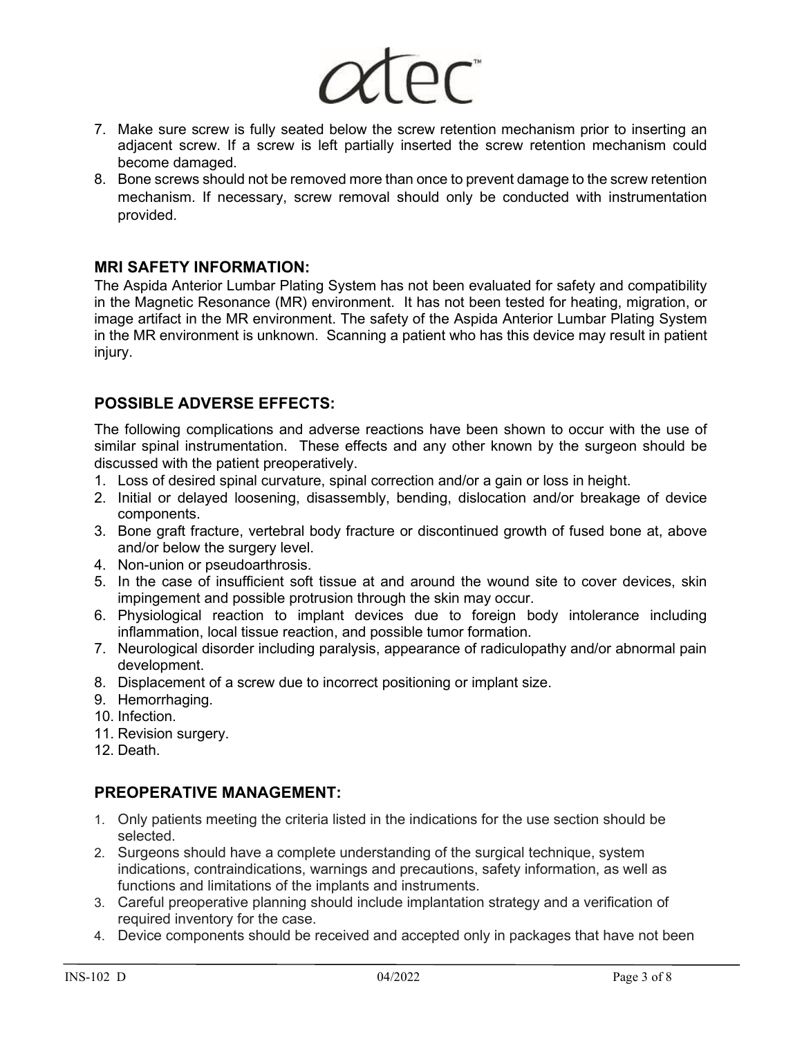7. Make sure screw is fully seated below the screw retention mechanism prior to inserting an adjacent screw. If a screw is left partially inserted the screw retention mechanism could become damaged.
8. Bone screws should not be removed more than once to prevent damage to the screw retention mechanism. If necessary, screw removal should only be conducted with instrumentation provided.

## MRI SAFETY INFORMATION:

The Aspida Anterior Lumbar Plating System has not been evaluated for safety and compatibility in the Magnetic Resonance (MR) environment. It has not been tested for heating, migration, or image artifact in the MR environment. The safety of the Aspida Anterior Lumbar Plating System in the MR environment is unknown. Scanning a patient who has this device may result in patient injury.

## POSSIBLE ADVERSE EFFECTS:

The following complications and adverse reactions have been shown to occur with the use of similar spinal instrumentation. These effects and any other known by the surgeon should be discussed with the patient preoperatively.

1. Loss of desired spinal curvature, spinal correction and/or a gain or loss in height.
2. Initial or delayed loosening, disassembly, bending, dislocation and/or breakage of device components.
3. Bone graft fracture, vertebral body fracture or discontinued growth of fused bone at, above and/or below the surgery level.
4. Non-union or pseudoarthrosis.
5. In the case of insufficient soft tissue at and around the wound site to cover devices, skin impingement and possible protrusion through the skin may occur.
6. Physiological reaction to implant devices due to foreign body intolerance including inflammation, local tissue reaction, and possible tumor formation.
7. Neurological disorder including paralysis, appearance of radiculopathy and/or abnormal pain development.
8. Displacement of a screw due to incorrect positioning or implant size.
9. Hemorrhaging.
10. Infection.
11. Revision surgery.
12. Death.

## PREOPERATIVE MANAGEMENT:

1. Only patients meeting the criteria listed in the indications for the use section should be selected.
2. Surgeons should have a complete understanding of the surgical technique, system indications, contraindications, warnings and precautions, safety information, as well as functions and limitations of the implants and instruments.
3. Careful preoperative planning should include implantation strategy and a verification of required inventory for the case.
4. Device components should be received and accepted only in packages that have not been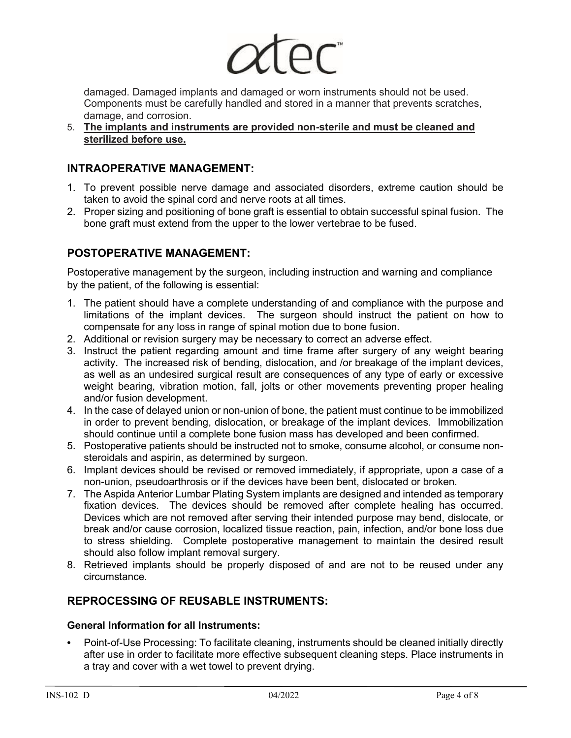damaged. Damaged implants and damaged or worn instruments should not be used. Components must be carefully handled and stored in a manner that prevents scratches, damage, and corrosion.

5. **The implants and instruments are provided non-sterile and must be cleaned and sterilized before use.**

## INTRAOPERATIVE MANAGEMENT:

1. To prevent possible nerve damage and associated disorders, extreme caution should be taken to avoid the spinal cord and nerve roots at all times.
2. Proper sizing and positioning of bone graft is essential to obtain successful spinal fusion. The bone graft must extend from the upper to the lower vertebrae to be fused.

## POSTOPERATIVE MANAGEMENT:

Postoperative management by the surgeon, including instruction and warning and compliance by the patient, of the following is essential:

1. The patient should have a complete understanding of and compliance with the purpose and limitations of the implant devices. The surgeon should instruct the patient on how to compensate for any loss in range of spinal motion due to bone fusion.
2. Additional or revision surgery may be necessary to correct an adverse effect.
3. Instruct the patient regarding amount and time frame after surgery of any weight bearing activity. The increased risk of bending, dislocation, and /or breakage of the implant devices, as well as an undesired surgical result are consequences of any type of early or excessive weight bearing, vibration motion, fall, jolts or other movements preventing proper healing and/or fusion development.
4. In the case of delayed union or non-union of bone, the patient must continue to be immobilized in order to prevent bending, dislocation, or breakage of the implant devices. Immobilization should continue until a complete bone fusion mass has developed and been confirmed.
5. Postoperative patients should be instructed not to smoke, consume alcohol, or consume non-steroidals and aspirin, as determined by surgeon.
6. Implant devices should be revised or removed immediately, if appropriate, upon a case of a non-union, pseudoarthrosis or if the devices have been bent, dislocated or broken.
7. The Aspida Anterior Lumbar Plating System implants are designed and intended as temporary fixation devices. The devices should be removed after complete healing has occurred. Devices which are not removed after serving their intended purpose may bend, dislocate, or break and/or cause corrosion, localized tissue reaction, pain, infection, and/or bone loss due to stress shielding. Complete postoperative management to maintain the desired result should also follow implant removal surgery.
8. Retrieved implants should be properly disposed of and are not to be reused under any circumstance.

## REPROCESSING OF REUSABLE INSTRUMENTS:

### General Information for all Instruments:

- Point-of-Use Processing: To facilitate cleaning, instruments should be cleaned initially directly after use in order to facilitate more effective subsequent cleaning steps. Place instruments in a tray and cover with a wet towel to prevent drying.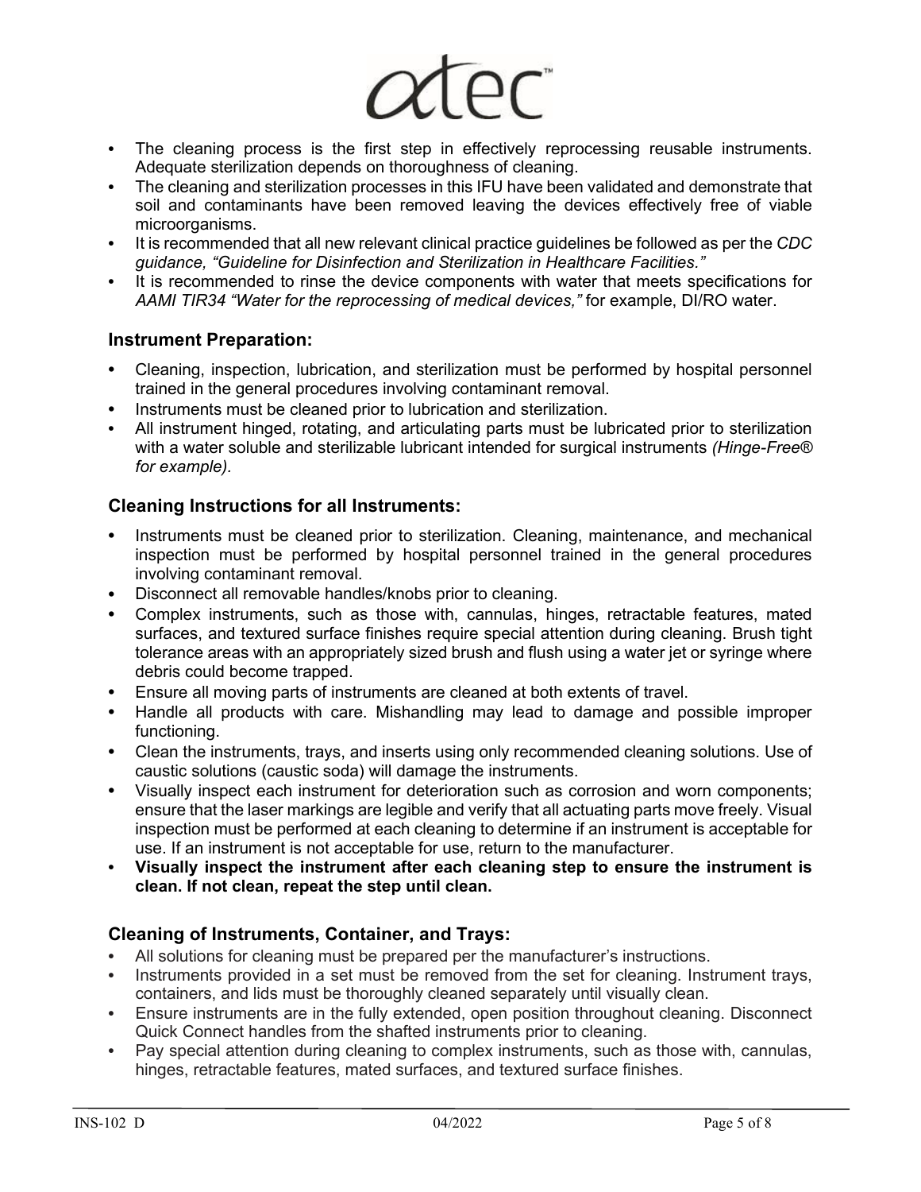- The cleaning process is the first step in effectively reprocessing reusable instruments. Adequate sterilization depends on thoroughness of cleaning.
- The cleaning and sterilization processes in this IFU have been validated and demonstrate that soil and contaminants have been removed leaving the devices effectively free of viable microorganisms.
- It is recommended that all new relevant clinical practice guidelines be followed as per the *CDC guidance, "Guideline for Disinfection and Sterilization in Healthcare Facilities."*
- It is recommended to rinse the device components with water that meets specifications for *AAMI TIR34 "Water for the reprocessing of medical devices,"* for example, DI/RO water.

### Instrument Preparation:

- Cleaning, inspection, lubrication, and sterilization must be performed by hospital personnel trained in the general procedures involving contaminant removal.
- Instruments must be cleaned prior to lubrication and sterilization.
- All instrument hinged, rotating, and articulating parts must be lubricated prior to sterilization with a water soluble and sterilizable lubricant intended for surgical instruments *(Hinge-Free® for example).*

### Cleaning Instructions for all Instruments:

- Instruments must be cleaned prior to sterilization. Cleaning, maintenance, and mechanical inspection must be performed by hospital personnel trained in the general procedures involving contaminant removal.
- Disconnect all removable handles/knobs prior to cleaning.
- Complex instruments, such as those with, cannulas, hinges, retractable features, mated surfaces, and textured surface finishes require special attention during cleaning. Brush tight tolerance areas with an appropriately sized brush and flush using a water jet or syringe where debris could become trapped.
- Ensure all moving parts of instruments are cleaned at both extents of travel.
- Handle all products with care. Mishandling may lead to damage and possible improper functioning.
- Clean the instruments, trays, and inserts using only recommended cleaning solutions. Use of caustic solutions (caustic soda) will damage the instruments.
- Visually inspect each instrument for deterioration such as corrosion and worn components; ensure that the laser markings are legible and verify that all actuating parts move freely. Visual inspection must be performed at each cleaning to determine if an instrument is acceptable for use. If an instrument is not acceptable for use, return to the manufacturer.
- **Visually inspect the instrument after each cleaning step to ensure the instrument is clean. If not clean, repeat the step until clean.**

### Cleaning of Instruments, Container, and Trays:

- All solutions for cleaning must be prepared per the manufacturer's instructions.
- Instruments provided in a set must be removed from the set for cleaning. Instrument trays, containers, and lids must be thoroughly cleaned separately until visually clean.
- Ensure instruments are in the fully extended, open position throughout cleaning. Disconnect Quick Connect handles from the shafted instruments prior to cleaning.
- Pay special attention during cleaning to complex instruments, such as those with, cannulas, hinges, retractable features, mated surfaces, and textured surface finishes.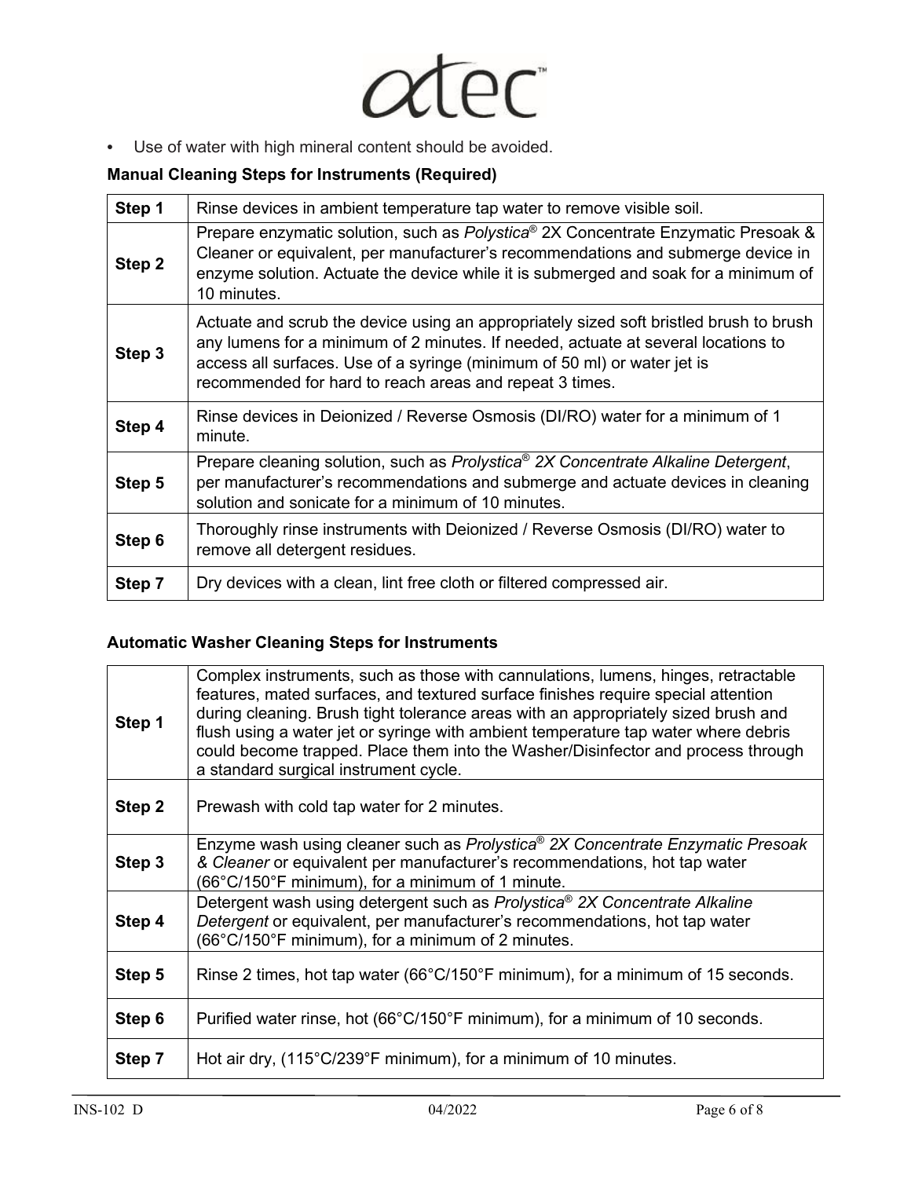- Use of water with high mineral content should be avoided.

**Manual Cleaning Steps for Instruments (Required)**

| | |
|---|---|
| **Step 1** | Rinse devices in ambient temperature tap water to remove visible soil. |
| **Step 2** | Prepare enzymatic solution, such as *Polystica*® 2X Concentrate Enzymatic Presoak & Cleaner or equivalent, per manufacturer's recommendations and submerge device in enzyme solution. Actuate the device while it is submerged and soak for a minimum of 10 minutes. |
| **Step 3** | Actuate and scrub the device using an appropriately sized soft bristled brush to brush any lumens for a minimum of 2 minutes. If needed, actuate at several locations to access all surfaces. Use of a syringe (minimum of 50 ml) or water jet is recommended for hard to reach areas and repeat 3 times. |
| **Step 4** | Rinse devices in Deionized / Reverse Osmosis (DI/RO) water for a minimum of 1 minute. |
| **Step 5** | Prepare cleaning solution, such as *Prolystica® 2X Concentrate Alkaline Detergent*, per manufacturer's recommendations and submerge and actuate devices in cleaning solution and sonicate for a minimum of 10 minutes. |
| **Step 6** | Thoroughly rinse instruments with Deionized / Reverse Osmosis (DI/RO) water to remove all detergent residues. |
| **Step 7** | Dry devices with a clean, lint free cloth or filtered compressed air. |

**Automatic Washer Cleaning Steps for Instruments**

| | |
|---|---|
| **Step 1** | Complex instruments, such as those with cannulations, lumens, hinges, retractable features, mated surfaces, and textured surface finishes require special attention during cleaning. Brush tight tolerance areas with an appropriately sized brush and flush using a water jet or syringe with ambient temperature tap water where debris could become trapped. Place them into the Washer/Disinfector and process through a standard surgical instrument cycle. |
| **Step 2** | Prewash with cold tap water for 2 minutes. |
| **Step 3** | Enzyme wash using cleaner such as *Prolystica® 2X Concentrate Enzymatic Presoak & Cleaner* or equivalent per manufacturer's recommendations, hot tap water (66°C/150°F minimum), for a minimum of 1 minute. |
| **Step 4** | Detergent wash using detergent such as *Prolystica® 2X Concentrate Alkaline Detergent* or equivalent, per manufacturer's recommendations, hot tap water (66°C/150°F minimum), for a minimum of 2 minutes. |
| **Step 5** | Rinse 2 times, hot tap water (66°C/150°F minimum), for a minimum of 15 seconds. |
| **Step 6** | Purified water rinse, hot (66°C/150°F minimum), for a minimum of 10 seconds. |
| **Step 7** | Hot air dry, (115°C/239°F minimum), for a minimum of 10 minutes. |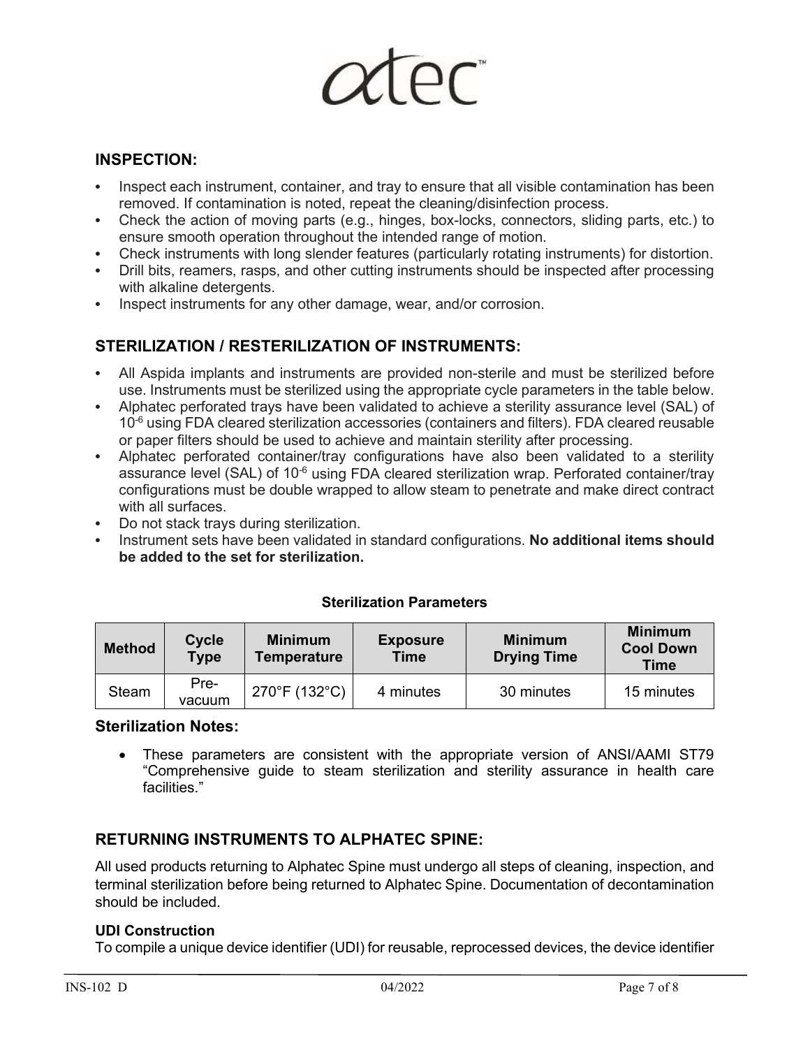## INSPECTION:

- Inspect each instrument, container, and tray to ensure that all visible contamination has been removed. If contamination is noted, repeat the cleaning/disinfection process.
- Check the action of moving parts (e.g., hinges, box-locks, connectors, sliding parts, etc.) to ensure smooth operation throughout the intended range of motion.
- Check instruments with long slender features (particularly rotating instruments) for distortion.
- Drill bits, reamers, rasps, and other cutting instruments should be inspected after processing with alkaline detergents.
- Inspect instruments for any other damage, wear, and/or corrosion.

## STERILIZATION / RESTERILIZATION OF INSTRUMENTS:

- All Aspida implants and instruments are provided non-sterile and must be sterilized before use. Instruments must be sterilized using the appropriate cycle parameters in the table below.
- Alphatec perforated trays have been validated to achieve a sterility assurance level (SAL) of $10^{-6}$ using FDA cleared sterilization accessories (containers and filters). FDA cleared reusable or paper filters should be used to achieve and maintain sterility after processing.
- Alphatec perforated container/tray configurations have also been validated to a sterility assurance level (SAL) of $10^{-6}$ using FDA cleared sterilization wrap. Perforated container/tray configurations must be double wrapped to allow steam to penetrate and make direct contract with all surfaces.
- Do not stack trays during sterilization.
- Instrument sets have been validated in standard configurations. **No additional items should be added to the set for sterilization.**

**Sterilization Parameters**

| Method | Cycle Type | Minimum Temperature | Exposure Time | Minimum Drying Time | Minimum Cool Down Time |
|---|---|---|---|---|---|
| Steam | Pre-vacuum | 270°F (132°C) | 4 minutes | 30 minutes | 15 minutes |

### Sterilization Notes:

- These parameters are consistent with the appropriate version of ANSI/AAMI ST79 "Comprehensive guide to steam sterilization and sterility assurance in health care facilities."

## RETURNING INSTRUMENTS TO ALPHATEC SPINE:

All used products returning to Alphatec Spine must undergo all steps of cleaning, inspection, and terminal sterilization before being returned to Alphatec Spine. Documentation of decontamination should be included.

**UDI Construction**

To compile a unique device identifier (UDI) for reusable, reprocessed devices, the device identifier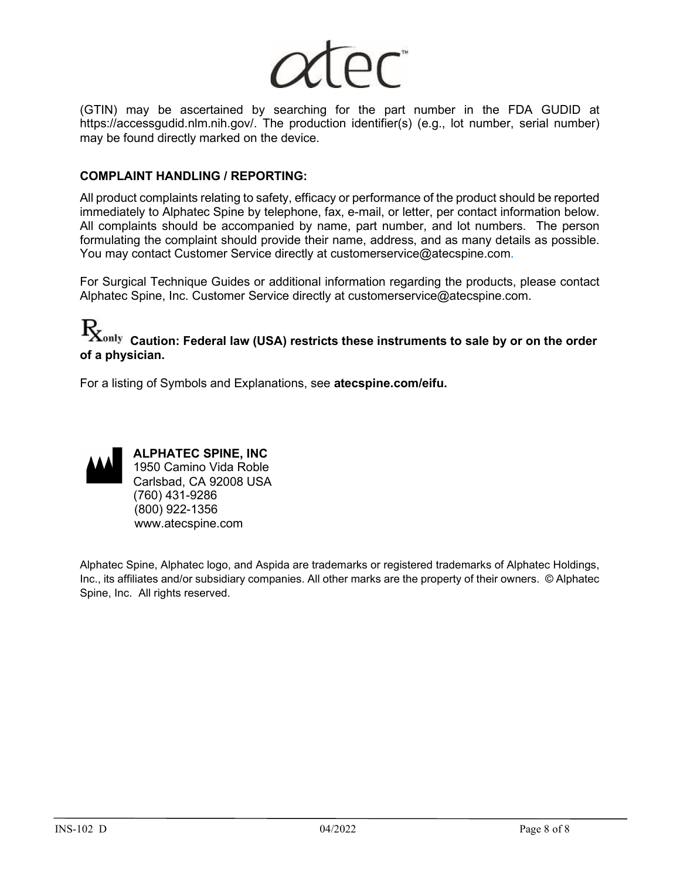(GTIN) may be ascertained by searching for the part number in the FDA GUDID at https://accessgudid.nlm.nih.gov/. The production identifier(s) (e.g., lot number, serial number) may be found directly marked on the device.

**COMPLAINT HANDLING / REPORTING:**

All product complaints relating to safety, efficacy or performance of the product should be reported immediately to Alphatec Spine by telephone, fax, e-mail, or letter, per contact information below. All complaints should be accompanied by name, part number, and lot numbers. The person formulating the complaint should provide their name, address, and as many details as possible. You may contact Customer Service directly at customerservice@atecspine.com.

For Surgical Technique Guides or additional information regarding the products, please contact Alphatec Spine, Inc. Customer Service directly at customerservice@atecspine.com.

Rx only **Caution: Federal law (USA) restricts these instruments to sale by or on the order of a physician.**

For a listing of Symbols and Explanations, see **atecspine.com/eifu.**

**ALPHATEC SPINE, INC**
1950 Camino Vida Roble
Carlsbad, CA 92008 USA
(760) 431-9286
(800) 922-1356
www.atecspine.com

Alphatec Spine, Alphatec logo, and Aspida are trademarks or registered trademarks of Alphatec Holdings, Inc., its affiliates and/or subsidiary companies. All other marks are the property of their owners. © Alphatec Spine, Inc. All rights reserved.